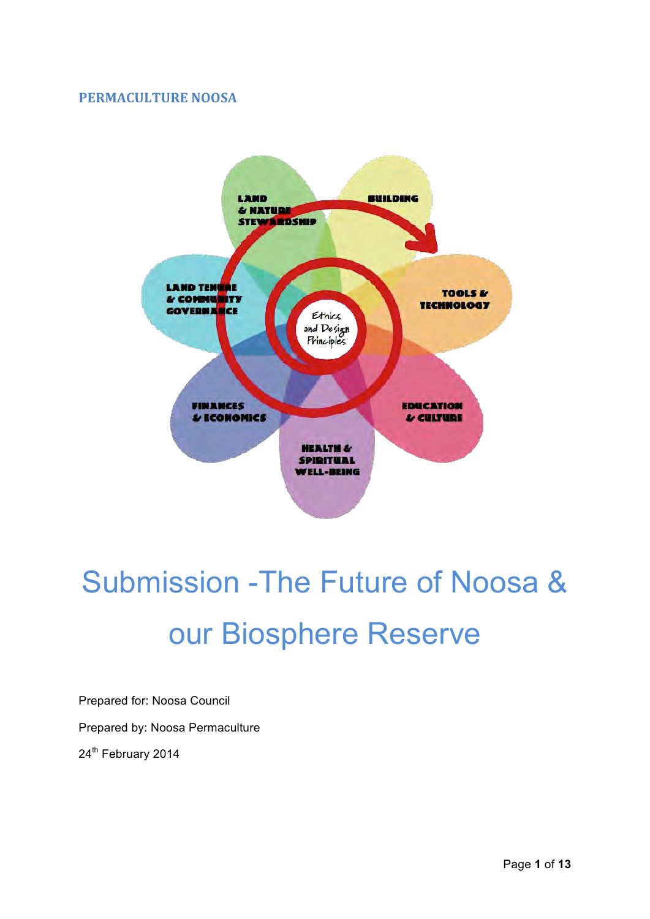**PERMACULTURE NOOSA**

# Submission -The Future of Noosa & our Biosphere Reserve

Prepared for: Noosa Council

Prepared by: Noosa Permaculture

24th February 2014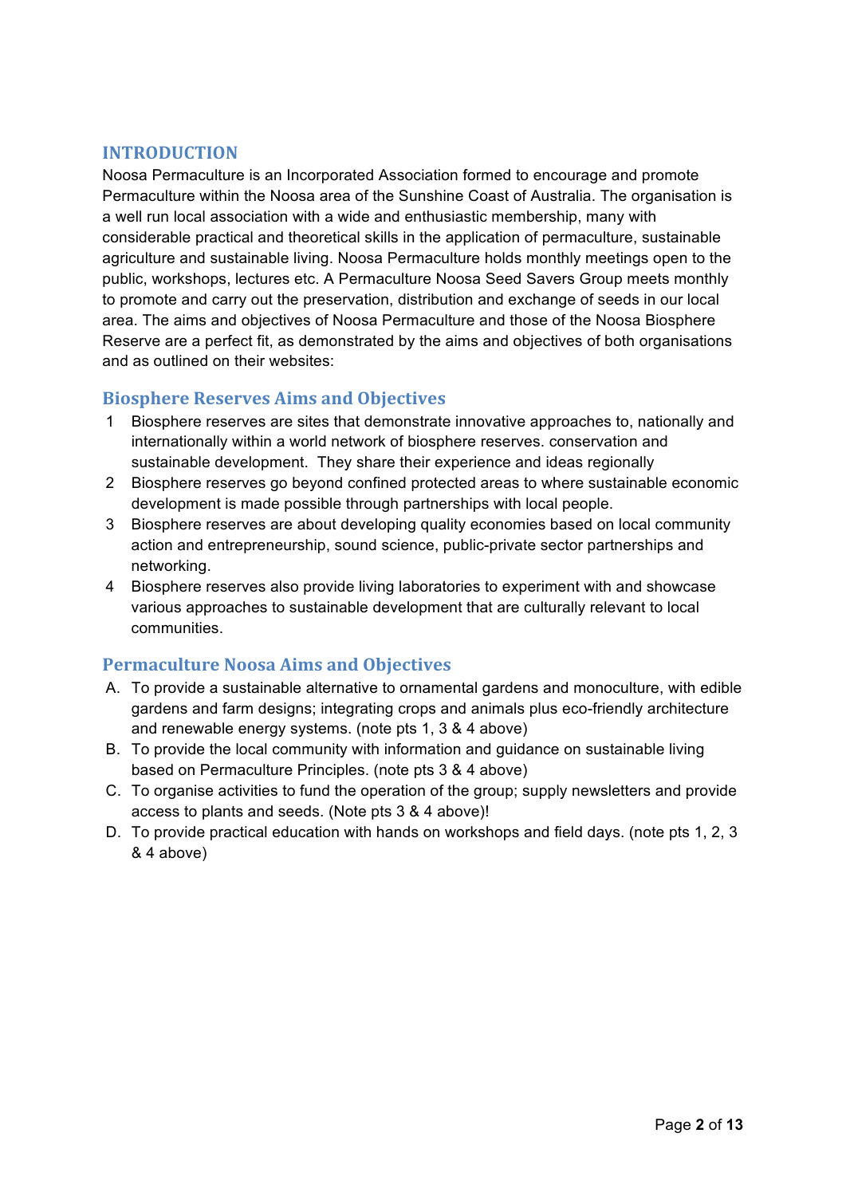## INTRODUCTION

Noosa Permaculture is an Incorporated Association formed to encourage and promote Permaculture within the Noosa area of the Sunshine Coast of Australia. The organisation is a well run local association with a wide and enthusiastic membership, many with considerable practical and theoretical skills in the application of permaculture, sustainable agriculture and sustainable living. Noosa Permaculture holds monthly meetings open to the public, workshops, lectures etc. A Permaculture Noosa Seed Savers Group meets monthly to promote and carry out the preservation, distribution and exchange of seeds in our local area. The aims and objectives of Noosa Permaculture and those of the Noosa Biosphere Reserve are a perfect fit, as demonstrated by the aims and objectives of both organisations and as outlined on their websites:

### Biosphere Reserves Aims and Objectives

1. Biosphere reserves are sites that demonstrate innovative approaches to, nationally and internationally within a world network of biosphere reserves. conservation and sustainable development. They share their experience and ideas regionally
2. Biosphere reserves go beyond confined protected areas to where sustainable economic development is made possible through partnerships with local people.
3. Biosphere reserves are about developing quality economies based on local community action and entrepreneurship, sound science, public-private sector partnerships and networking.
4. Biosphere reserves also provide living laboratories to experiment with and showcase various approaches to sustainable development that are culturally relevant to local communities.

### Permaculture Noosa Aims and Objectives

A. To provide a sustainable alternative to ornamental gardens and monoculture, with edible gardens and farm designs; integrating crops and animals plus eco-friendly architecture and renewable energy systems. (note pts 1, 3 & 4 above)

B. To provide the local community with information and guidance on sustainable living based on Permaculture Principles. (note pts 3 & 4 above)

C. To organise activities to fund the operation of the group; supply newsletters and provide access to plants and seeds. (Note pts 3 & 4 above)!

D. To provide practical education with hands on workshops and field days. (note pts 1, 2, 3 & 4 above)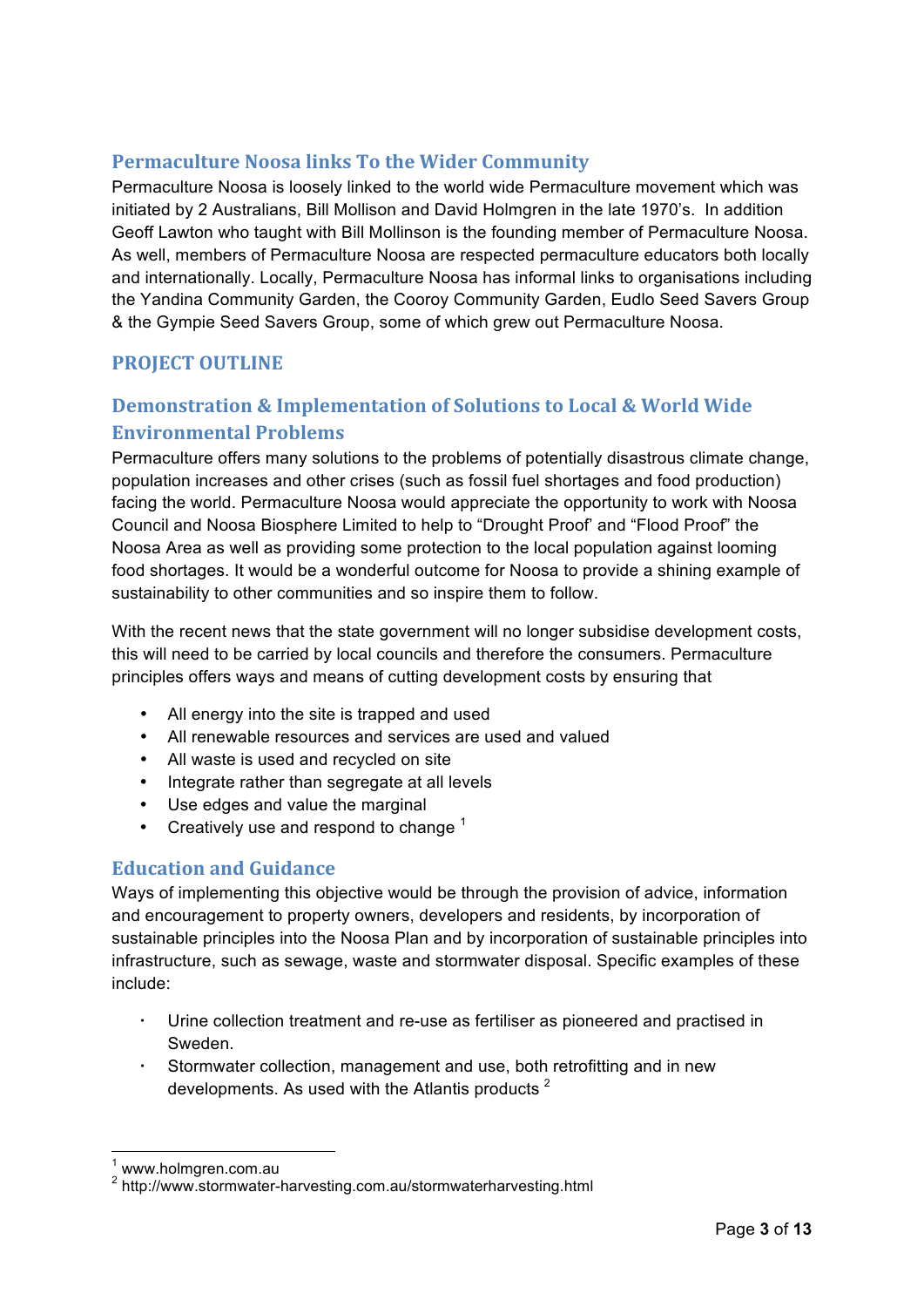## Permaculture Noosa links To the Wider Community

Permaculture Noosa is loosely linked to the world wide Permaculture movement which was initiated by 2 Australians, Bill Mollison and David Holmgren in the late 1970's. In addition Geoff Lawton who taught with Bill Mollinson is the founding member of Permaculture Noosa. As well, members of Permaculture Noosa are respected permaculture educators both locally and internationally. Locally, Permaculture Noosa has informal links to organisations including the Yandina Community Garden, the Cooroy Community Garden, Eudlo Seed Savers Group & the Gympie Seed Savers Group, some of which grew out Permaculture Noosa.

# PROJECT OUTLINE

## Demonstration & Implementation of Solutions to Local & World Wide Environmental Problems

Permaculture offers many solutions to the problems of potentially disastrous climate change, population increases and other crises (such as fossil fuel shortages and food production) facing the world. Permaculture Noosa would appreciate the opportunity to work with Noosa Council and Noosa Biosphere Limited to help to "Drought Proof' and "Flood Proof" the Noosa Area as well as providing some protection to the local population against looming food shortages. It would be a wonderful outcome for Noosa to provide a shining example of sustainability to other communities and so inspire them to follow.

With the recent news that the state government will no longer subsidise development costs, this will need to be carried by local councils and therefore the consumers. Permaculture principles offers ways and means of cutting development costs by ensuring that

- All energy into the site is trapped and used
- All renewable resources and services are used and valued
- All waste is used and recycled on site
- Integrate rather than segregate at all levels
- Use edges and value the marginal
- Creatively use and respond to change [1]

## Education and Guidance

Ways of implementing this objective would be through the provision of advice, information and encouragement to property owners, developers and residents, by incorporation of sustainable principles into the Noosa Plan and by incorporation of sustainable principles into infrastructure, such as sewage, waste and stormwater disposal. Specific examples of these include:

- Urine collection treatment and re-use as fertiliser as pioneered and practised in Sweden.
- Stormwater collection, management and use, both retrofitting and in new developments. As used with the Atlantis products [2]

---

[1] www.holmgren.com.au

[2] http://www.stormwater-harvesting.com.au/stormwaterharvesting.html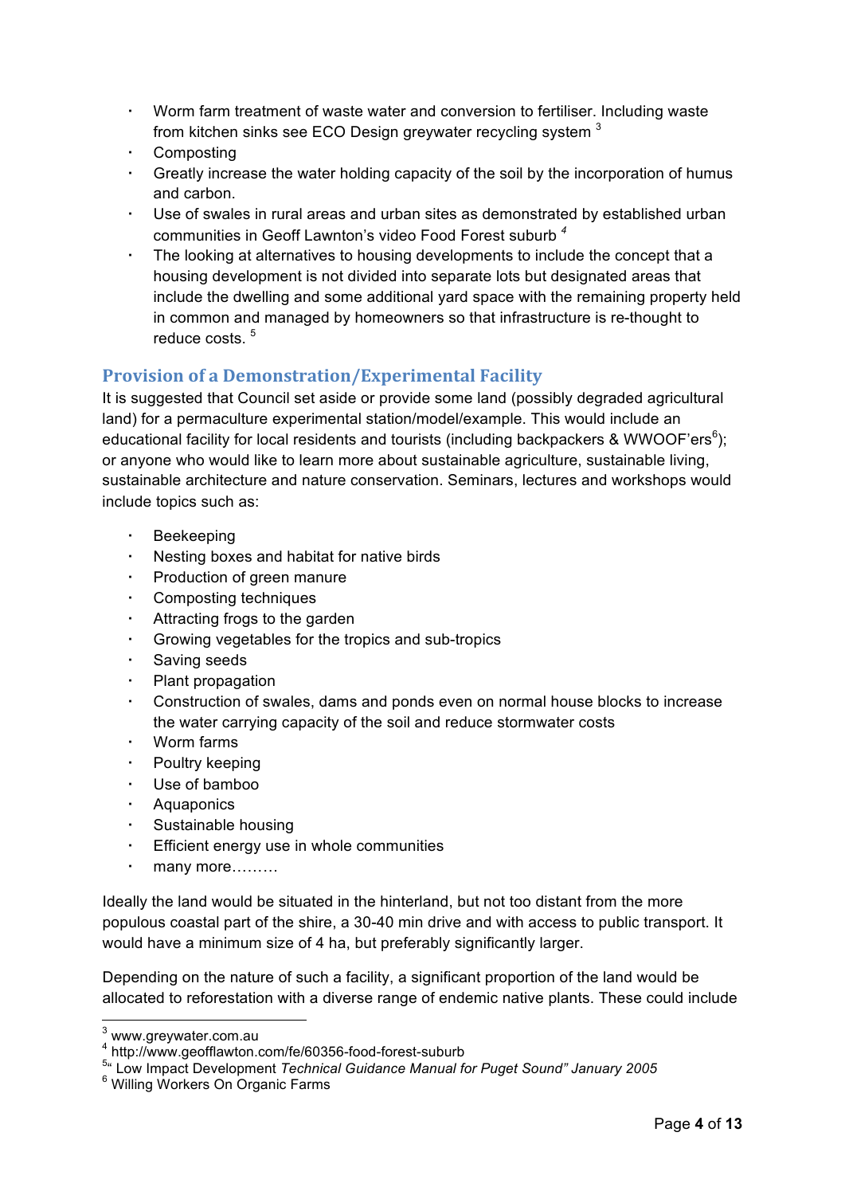- Worm farm treatment of waste water and conversion to fertiliser. Including waste from kitchen sinks see ECO Design greywater recycling system [3]
- Composting
- Greatly increase the water holding capacity of the soil by the incorporation of humus and carbon.
- Use of swales in rural areas and urban sites as demonstrated by established urban communities in Geoff Lawnton's video Food Forest suburb [4]
- The looking at alternatives to housing developments to include the concept that a housing development is not divided into separate lots but designated areas that include the dwelling and some additional yard space with the remaining property held in common and managed by homeowners so that infrastructure is re-thought to reduce costs. [5]

## Provision of a Demonstration/Experimental Facility

It is suggested that Council set aside or provide some land (possibly degraded agricultural land) for a permaculture experimental station/model/example. This would include an educational facility for local residents and tourists (including backpackers & WWOOF'ers[6]); or anyone who would like to learn more about sustainable agriculture, sustainable living, sustainable architecture and nature conservation. Seminars, lectures and workshops would include topics such as:

- Beekeeping
- Nesting boxes and habitat for native birds
- Production of green manure
- Composting techniques
- Attracting frogs to the garden
- Growing vegetables for the tropics and sub-tropics
- Saving seeds
- Plant propagation
- Construction of swales, dams and ponds even on normal house blocks to increase the water carrying capacity of the soil and reduce stormwater costs
- Worm farms
- Poultry keeping
- Use of bamboo
- Aquaponics
- Sustainable housing
- Efficient energy use in whole communities
- many more………

Ideally the land would be situated in the hinterland, but not too distant from the more populous coastal part of the shire, a 30-40 min drive and with access to public transport. It would have a minimum size of 4 ha, but preferably significantly larger.

Depending on the nature of such a facility, a significant proportion of the land would be allocated to reforestation with a diverse range of endemic native plants. These could include

---

[3] www.greywater.com.au

[4] http://www.geofflawton.com/fe/60356-food-forest-suburb

[5] " Low Impact Development *Technical Guidance Manual for Puget Sound" January 2005*

[6] Willing Workers On Organic Farms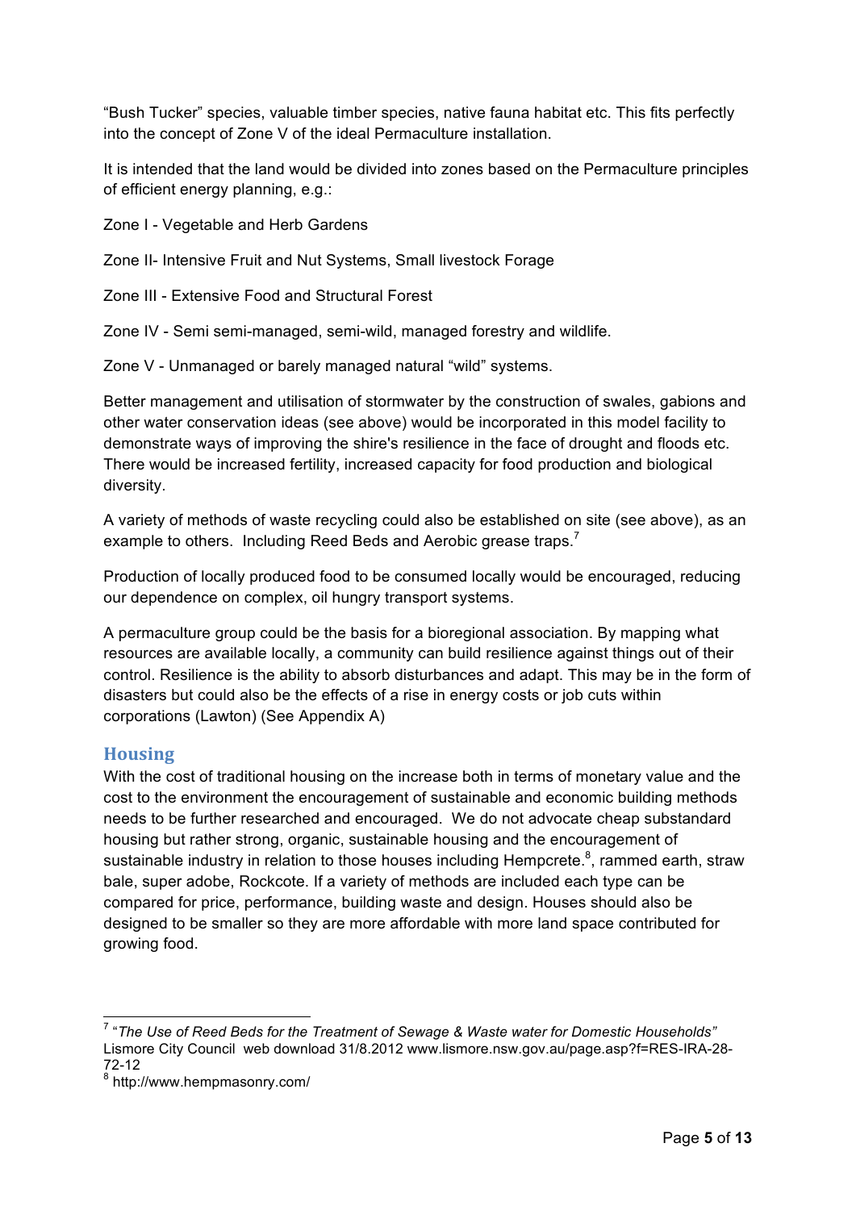"Bush Tucker" species, valuable timber species, native fauna habitat etc. This fits perfectly into the concept of Zone V of the ideal Permaculture installation.

It is intended that the land would be divided into zones based on the Permaculture principles of efficient energy planning, e.g.:

Zone I - Vegetable and Herb Gardens

Zone II- Intensive Fruit and Nut Systems, Small livestock Forage

Zone III - Extensive Food and Structural Forest

Zone IV - Semi semi-managed, semi-wild, managed forestry and wildlife.

Zone V - Unmanaged or barely managed natural "wild" systems.

Better management and utilisation of stormwater by the construction of swales, gabions and other water conservation ideas (see above) would be incorporated in this model facility to demonstrate ways of improving the shire's resilience in the face of drought and floods etc. There would be increased fertility, increased capacity for food production and biological diversity.

A variety of methods of waste recycling could also be established on site (see above), as an example to others. Including Reed Beds and Aerobic grease traps.[7]

Production of locally produced food to be consumed locally would be encouraged, reducing our dependence on complex, oil hungry transport systems.

A permaculture group could be the basis for a bioregional association. By mapping what resources are available locally, a community can build resilience against things out of their control. Resilience is the ability to absorb disturbances and adapt. This may be in the form of disasters but could also be the effects of a rise in energy costs or job cuts within corporations (Lawton) (See Appendix A)

## Housing

With the cost of traditional housing on the increase both in terms of monetary value and the cost to the environment the encouragement of sustainable and economic building methods needs to be further researched and encouraged. We do not advocate cheap substandard housing but rather strong, organic, sustainable housing and the encouragement of sustainable industry in relation to those houses including Hempcrete.[8], rammed earth, straw bale, super adobe, Rockcote. If a variety of methods are included each type can be compared for price, performance, building waste and design. Houses should also be designed to be smaller so they are more affordable with more land space contributed for growing food.

---

[7] "*The Use of Reed Beds for the Treatment of Sewage & Waste water for Domestic Households"* Lismore City Council web download 31/8.2012 www.lismore.nsw.gov.au/page.asp?f=RES-IRA-28-72-12

[8] http://www.hempmasonry.com/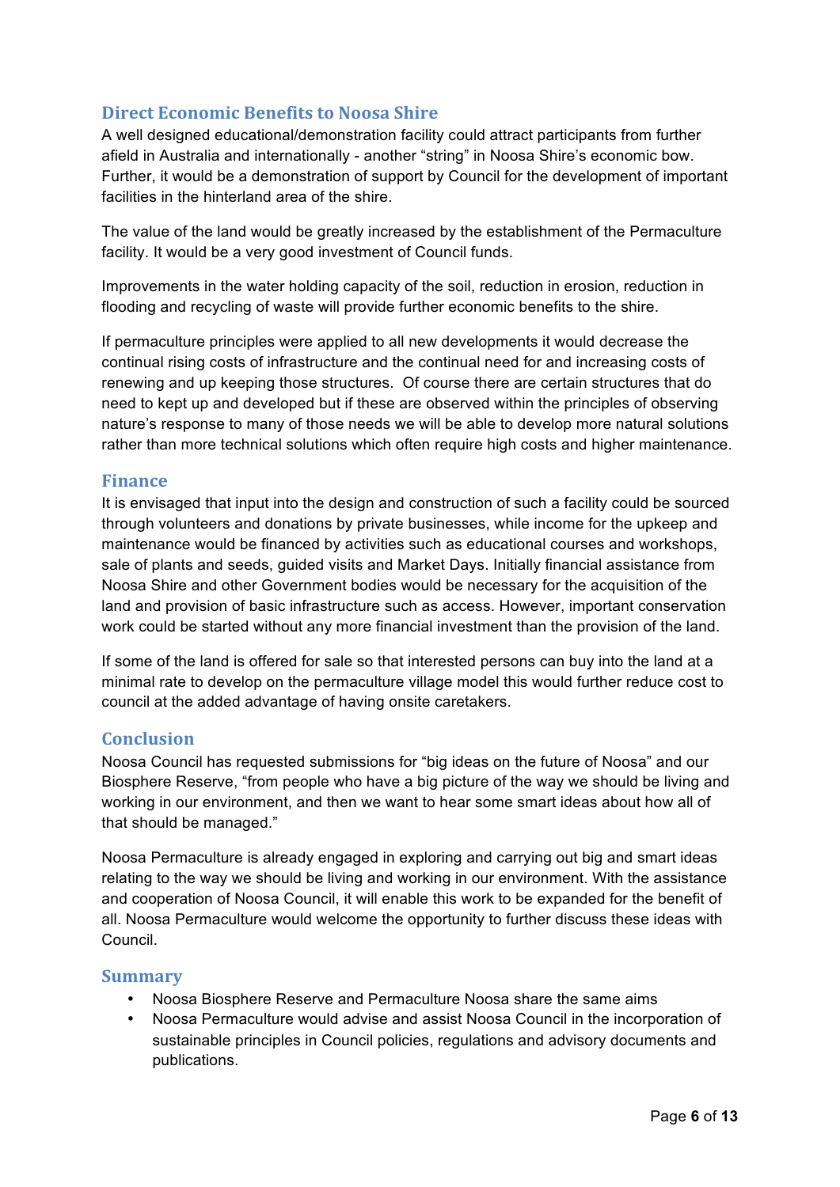## Direct Economic Benefits to Noosa Shire

A well designed educational/demonstration facility could attract participants from further afield in Australia and internationally - another "string" in Noosa Shire's economic bow. Further, it would be a demonstration of support by Council for the development of important facilities in the hinterland area of the shire.

The value of the land would be greatly increased by the establishment of the Permaculture facility. It would be a very good investment of Council funds.

Improvements in the water holding capacity of the soil, reduction in erosion, reduction in flooding and recycling of waste will provide further economic benefits to the shire.

If permaculture principles were applied to all new developments it would decrease the continual rising costs of infrastructure and the continual need for and increasing costs of renewing and up keeping those structures. Of course there are certain structures that do need to kept up and developed but if these are observed within the principles of observing nature's response to many of those needs we will be able to develop more natural solutions rather than more technical solutions which often require high costs and higher maintenance.

## Finance

It is envisaged that input into the design and construction of such a facility could be sourced through volunteers and donations by private businesses, while income for the upkeep and maintenance would be financed by activities such as educational courses and workshops, sale of plants and seeds, guided visits and Market Days. Initially financial assistance from Noosa Shire and other Government bodies would be necessary for the acquisition of the land and provision of basic infrastructure such as access. However, important conservation work could be started without any more financial investment than the provision of the land.

If some of the land is offered for sale so that interested persons can buy into the land at a minimal rate to develop on the permaculture village model this would further reduce cost to council at the added advantage of having onsite caretakers.

## Conclusion

Noosa Council has requested submissions for "big ideas on the future of Noosa" and our Biosphere Reserve, "from people who have a big picture of the way we should be living and working in our environment, and then we want to hear some smart ideas about how all of that should be managed."

Noosa Permaculture is already engaged in exploring and carrying out big and smart ideas relating to the way we should be living and working in our environment. With the assistance and cooperation of Noosa Council, it will enable this work to be expanded for the benefit of all. Noosa Permaculture would welcome the opportunity to further discuss these ideas with Council.

## Summary

- Noosa Biosphere Reserve and Permaculture Noosa share the same aims
- Noosa Permaculture would advise and assist Noosa Council in the incorporation of sustainable principles in Council policies, regulations and advisory documents and publications.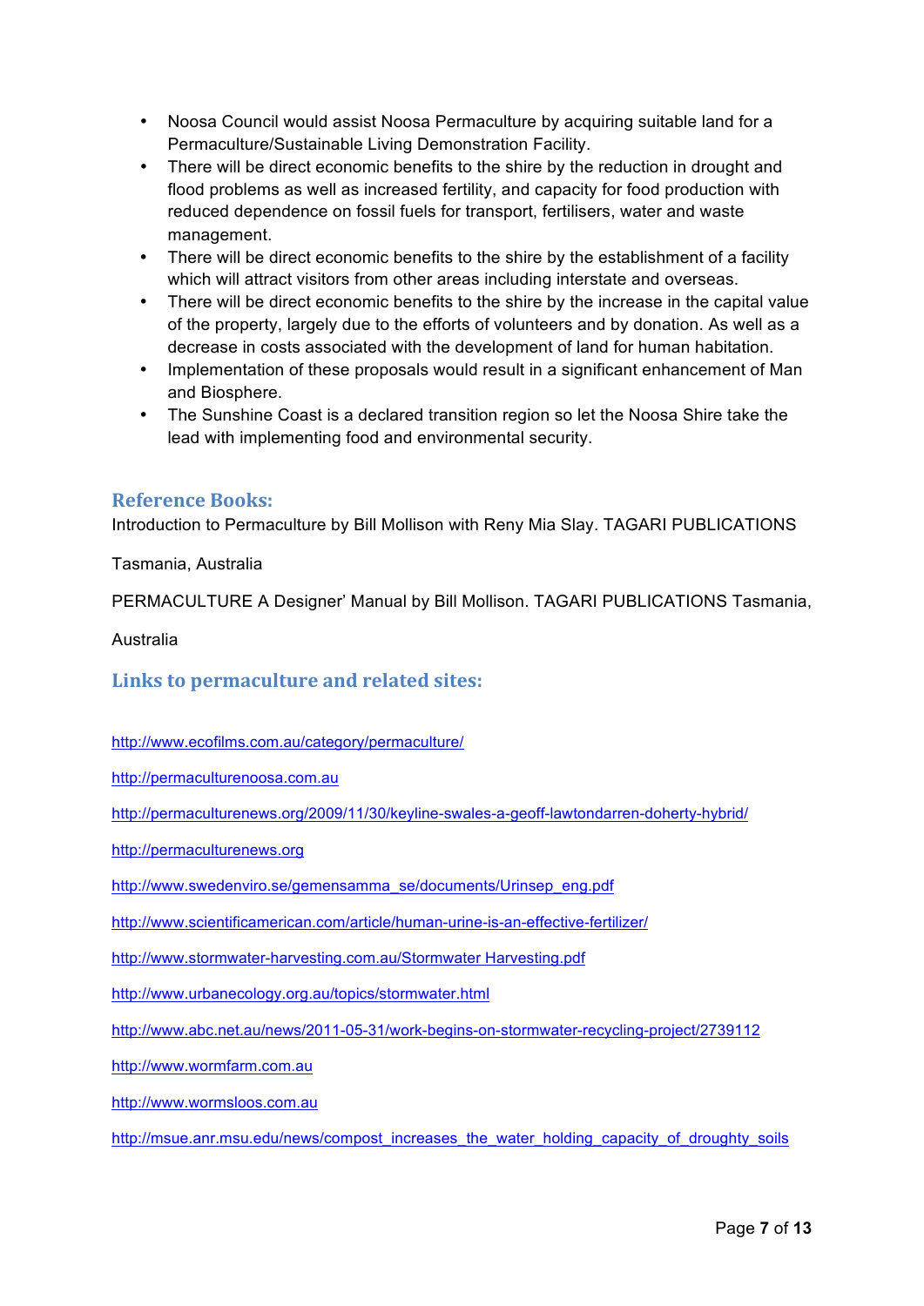- Noosa Council would assist Noosa Permaculture by acquiring suitable land for a Permaculture/Sustainable Living Demonstration Facility.
- There will be direct economic benefits to the shire by the reduction in drought and flood problems as well as increased fertility, and capacity for food production with reduced dependence on fossil fuels for transport, fertilisers, water and waste management.
- There will be direct economic benefits to the shire by the establishment of a facility which will attract visitors from other areas including interstate and overseas.
- There will be direct economic benefits to the shire by the increase in the capital value of the property, largely due to the efforts of volunteers and by donation. As well as a decrease in costs associated with the development of land for human habitation.
- Implementation of these proposals would result in a significant enhancement of Man and Biosphere.
- The Sunshine Coast is a declared transition region so let the Noosa Shire take the lead with implementing food and environmental security.

## Reference Books:

Introduction to Permaculture by Bill Mollison with Reny Mia Slay. TAGARI PUBLICATIONS

Tasmania, Australia

PERMACULTURE A Designer' Manual by Bill Mollison. TAGARI PUBLICATIONS Tasmania,

Australia

## Links to permaculture and related sites:

http://www.ecofilms.com.au/category/permaculture/

http://permaculturenoosa.com.au

http://permaculturenews.org/2009/11/30/keyline-swales-a-geoff-lawtondarren-doherty-hybrid/

http://permaculturenews.org

http://www.swedenviro.se/gemensamma_se/documents/Urinsep_eng.pdf

http://www.scientificamerican.com/article/human-urine-is-an-effective-fertilizer/

http://www.stormwater-harvesting.com.au/Stormwater Harvesting.pdf

http://www.urbanecology.org.au/topics/stormwater.html

http://www.abc.net.au/news/2011-05-31/work-begins-on-stormwater-recycling-project/2739112

http://www.wormfarm.com.au

http://www.wormsloos.com.au

http://msue.anr.msu.edu/news/compost_increases_the_water_holding_capacity_of_droughty_soils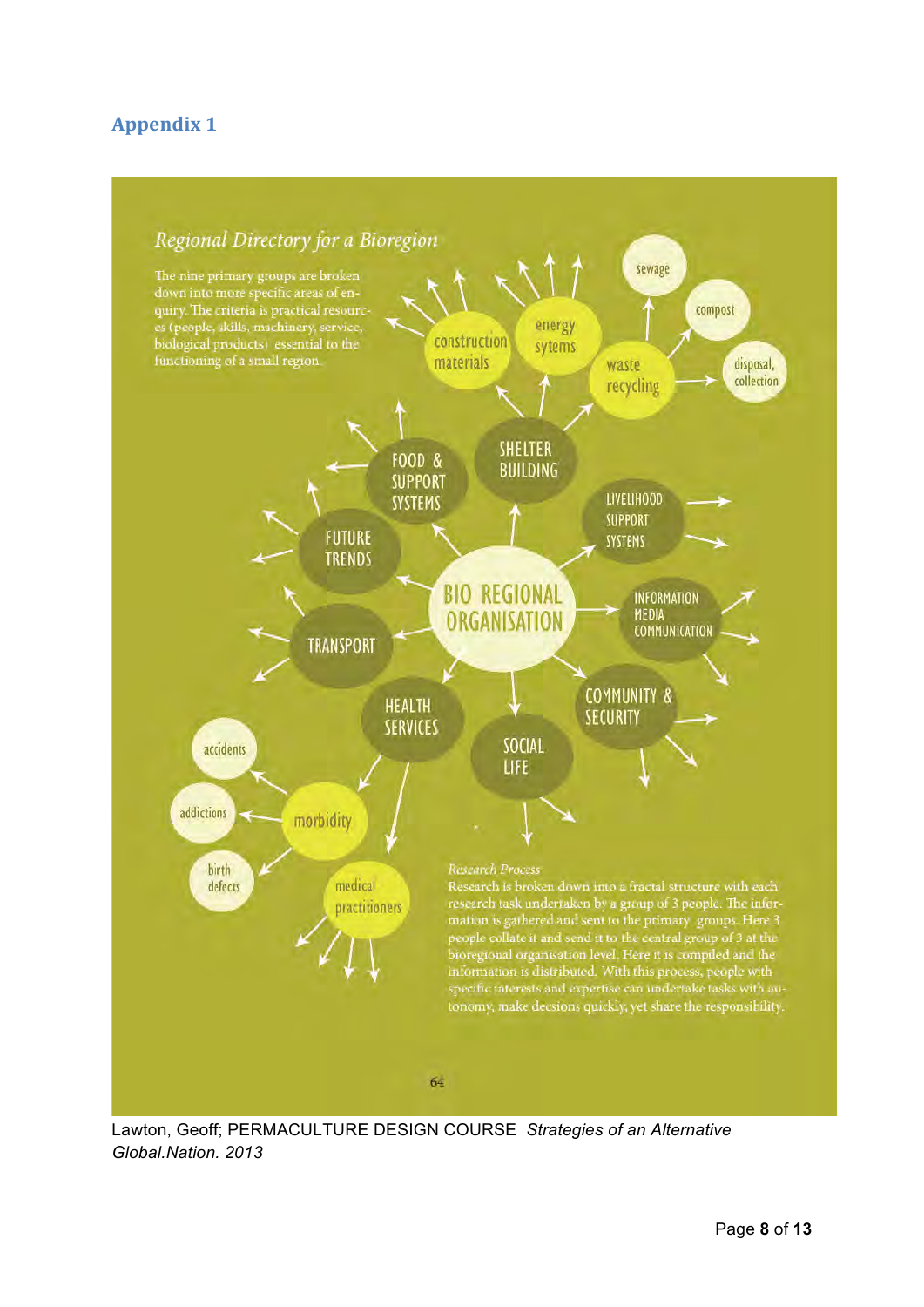## Appendix 1

### *Regional Directory for a Bioregion*

The nine primary groups are broken down into more specific areas of enquiry. The criteria is practical resources (people, skills, machinery, service, biological products) essential to the functioning of a small region.

BIO REGIONAL ORGANISATION

- SHELTER BUILDING
  - construction materials
  - energy sytems
  - waste recycling
    - sewage
    - compost
    - disposal, collection
- FOOD & SUPPORT SYSTEMS
- FUTURE TRENDS
- TRANSPORT
- HEALTH SERVICES
  - morbidity
    - accidents
    - addictions
    - birth defects
  - medical practitioners
- SOCIAL LIFE
- COMMUNITY & SECURITY
- INFORMATION MEDIA COMMUNICATION
- LIVELIHOOD SUPPORT SYSTEMS

*Research Process*

Research is broken down into a fractal structure with each research task undertaken by a group of 3 people. The information is gathered and sent to the primary groups. Here 3 people collate it and send it to the central group of 3 at the bioregional organisation level. Here it is compiled and the information is distributed. With this process, people with specific interests and expertise can undertake tasks with autonomy, make decsions quickly, yet share the responsibility.

64

Lawton, Geoff; PERMACULTURE DESIGN COURSE *Strategies of an Alternative Global.Nation. 2013*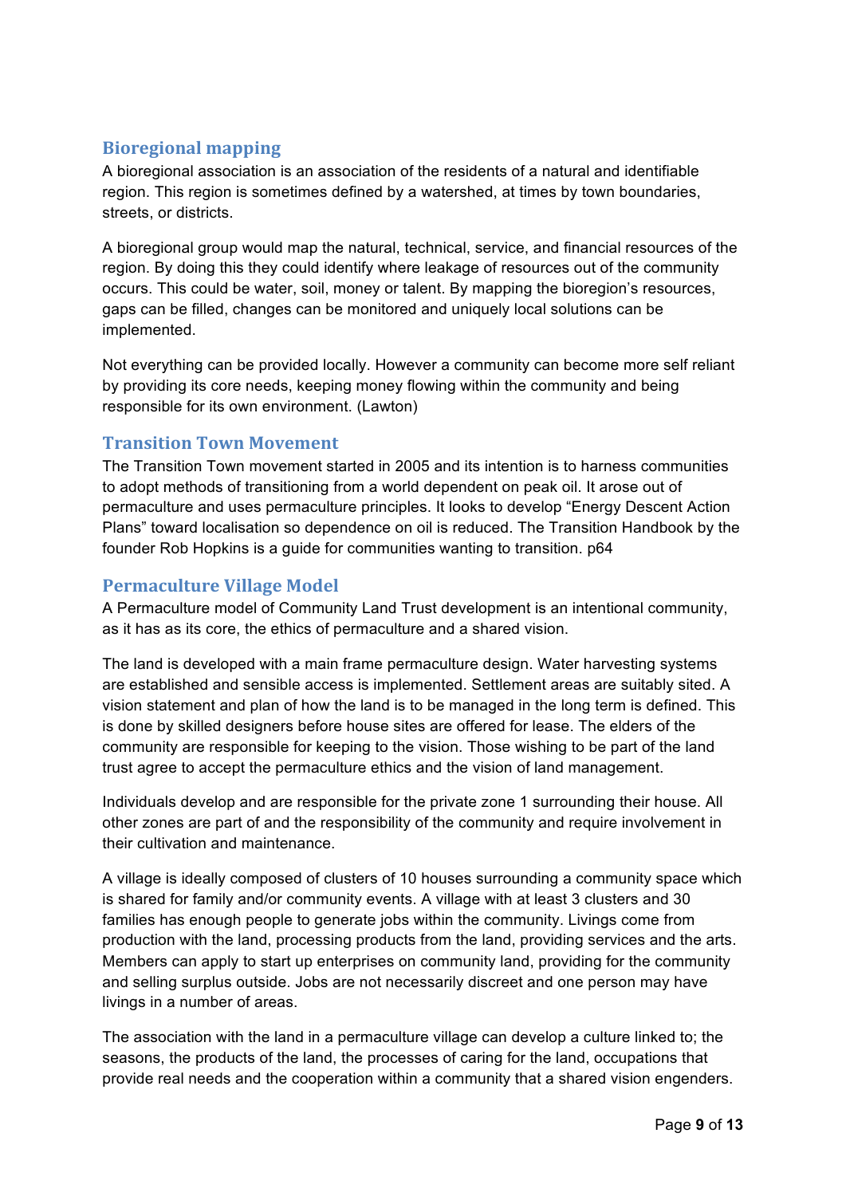## Bioregional mapping

A bioregional association is an association of the residents of a natural and identifiable region. This region is sometimes defined by a watershed, at times by town boundaries, streets, or districts.

A bioregional group would map the natural, technical, service, and financial resources of the region. By doing this they could identify where leakage of resources out of the community occurs. This could be water, soil, money or talent. By mapping the bioregion's resources, gaps can be filled, changes can be monitored and uniquely local solutions can be implemented.

Not everything can be provided locally. However a community can become more self reliant by providing its core needs, keeping money flowing within the community and being responsible for its own environment. (Lawton)

## Transition Town Movement

The Transition Town movement started in 2005 and its intention is to harness communities to adopt methods of transitioning from a world dependent on peak oil. It arose out of permaculture and uses permaculture principles. It looks to develop "Energy Descent Action Plans" toward localisation so dependence on oil is reduced. The Transition Handbook by the founder Rob Hopkins is a guide for communities wanting to transition. p64

## Permaculture Village Model

A Permaculture model of Community Land Trust development is an intentional community, as it has as its core, the ethics of permaculture and a shared vision.

The land is developed with a main frame permaculture design. Water harvesting systems are established and sensible access is implemented. Settlement areas are suitably sited. A vision statement and plan of how the land is to be managed in the long term is defined. This is done by skilled designers before house sites are offered for lease. The elders of the community are responsible for keeping to the vision. Those wishing to be part of the land trust agree to accept the permaculture ethics and the vision of land management.

Individuals develop and are responsible for the private zone 1 surrounding their house. All other zones are part of and the responsibility of the community and require involvement in their cultivation and maintenance.

A village is ideally composed of clusters of 10 houses surrounding a community space which is shared for family and/or community events. A village with at least 3 clusters and 30 families has enough people to generate jobs within the community. Livings come from production with the land, processing products from the land, providing services and the arts. Members can apply to start up enterprises on community land, providing for the community and selling surplus outside. Jobs are not necessarily discreet and one person may have livings in a number of areas.

The association with the land in a permaculture village can develop a culture linked to; the seasons, the products of the land, the processes of caring for the land, occupations that provide real needs and the cooperation within a community that a shared vision engenders.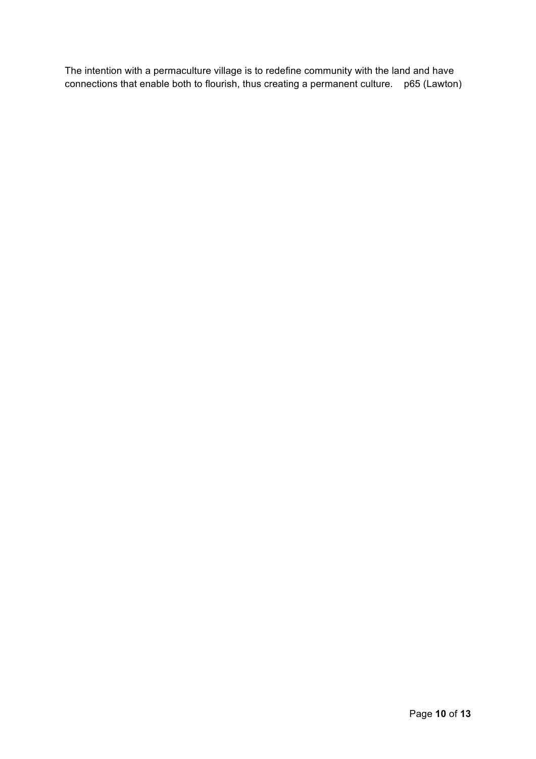The intention with a permaculture village is to redefine community with the land and have connections that enable both to flourish, thus creating a permanent culture. p65 (Lawton)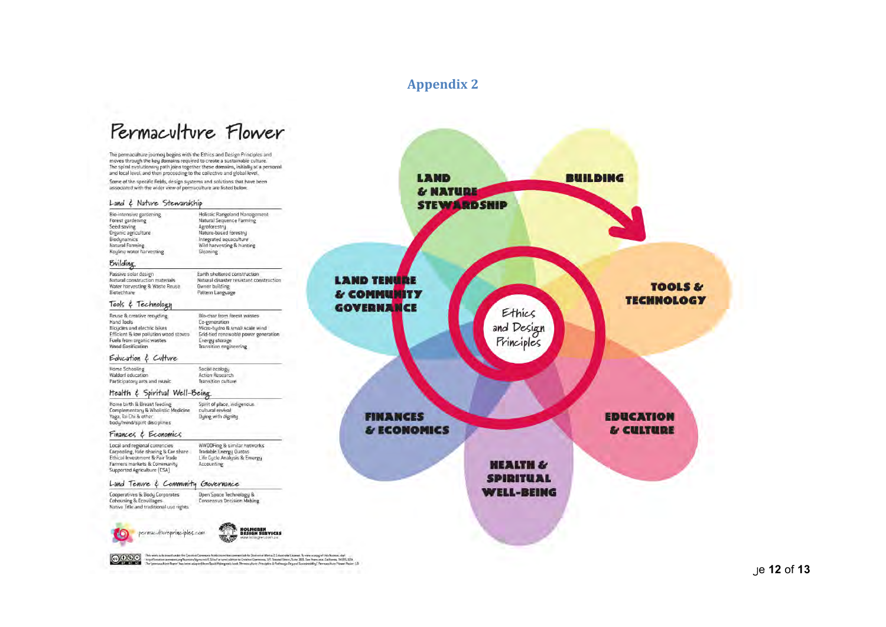## Appendix 2

# Permaculture Flower

The permaculture journey begins with the Ethics and Design Principles and moves through the key domains required to create a sustainable culture. The spiral evolutionary path joins together these domains, initially at a personal and local level, and then proceeding to the collective and global level.

Some of the specific fields, design systems and solutions that have been associated with the wider view of permaculture are listed below.

### Land & Nature Stewardship

- Bio-intensive gardening
- Forest gardening
- Seed saving
- Organic agriculture
- Biodynamics
- Natural Farming
- Keyline water harvesting
- Holistic Rangeland Management
- Natural Sequence Farming
- Agroforestry
- Nature-based forestry
- Integrated aquaculture
- Wild harvesting & hunting
- Gleaning

### Building

- Passive solar design
- Natural construction materials
- Water harvesting & Waste Reuse
- Biotechture
- Earth sheltered construction
- Natural disaster resistant construction
- Owner building
- Pattern Language

### Tools & Technology

- Reuse & creative recycling
- Hand Tools
- Bicycles and electric bikes
- Efficient & low pollution wood stoves
- Fuels from organic wastes
- Wood Gasification
- Bio-char from forest wastes
- Co-generation
- Micro-hydro & small scale wind
- Grid-tied renewable power generation
- Energy storage
- Transition engineering

### Education & Culture

- Home Schooling
- Waldorf education
- Participatory arts and music
- Social ecology
- Action Research
- Transition culture

### Health & Spiritual Well-Being

- Home birth & Breast feeding
- Complementary & Wholistic Medicine
- Yoga, Tai Chi & other body/mind/spirit disciplines
- Spirit of place, indigenous cultural revival
- Dying with dignity

### Finances & Economics

- Local and regional currencies
- Carpooling, Ride sharing & Car share
- Ethical Investment & Fair Trade
- Farmers markets & Community Supported Agriculture (CSA)
- WWOOFing & similar networks
- Tradable Energy Quotas
- Life Cycle Analysis & Emergy Accounting

### Land Tenure & Community Governance

- Cooperatives & Body Corporates
- Cohousing & Ecovillages
- Native Title and traditional use rights
- Open Space Technology & Consensus Decision Making

permacultureprinciples.com

HOLMGREN DESIGN SERVICES
www.holmgren.com.au

This work is licensed under the Creative Commons Attribution-Noncommercial-No Derivative Works 2.5 Australia License. The "permaculture flower" has been adapted from David Holmgren's book 'Permaculture: Principles & Pathways Beyond Sustainability'.

LAND & NATURE STEWARDSHIP — BUILDING — TOOLS & TECHNOLOGY — EDUCATION & CULTURE — HEALTH & SPIRITUAL WELL-BEING — FINANCES & ECONOMICS — LAND TENURE & COMMUNITY GOVERNANCE

Ethics and Design Principles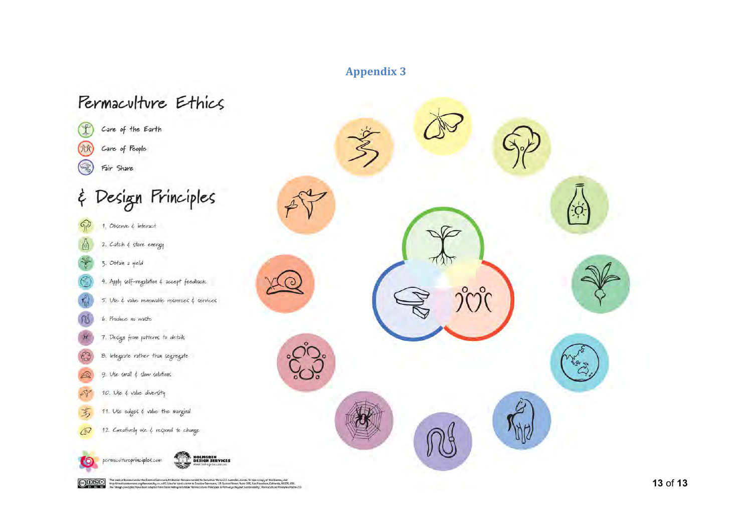# Appendix 3

## Permaculture Ethics

- Care of the Earth
- Care of People
- Fair Share

## & Design Principles

1. Observe & interact
2. Catch & store energy
3. Obtain a yield
4. Apply self-regulation & accept feedback
5. Use & value renewable resources & services
6. Produce no waste
7. Design from patterns to details
8. Integrate rather than segregate
9. Use small & slow solutions
10. Use & value diversity
11. Use edges & value the marginal
12. Creatively use & respond to change

permacultureprinciples.com

HOLMGREN DESIGN SERVICES
www.holmgren.com.au

This work is licensed under the Creative Commons Attribution-NonCommercial-No Derivative Works 2.5 Australia License. To view a copy of this license, visit http://creativecommons.org/licenses/by-nc-nd/2.5/au/ or send a letter to Creative Commons, 171 Second Street, Suite 300, San Francisco, California, 94105, USA. The 'design principles' have been adapted from David Holmgren's book 'Permaculture: Principles & Pathways Beyond Sustainability'. Permaculture Principles Poster 2.0